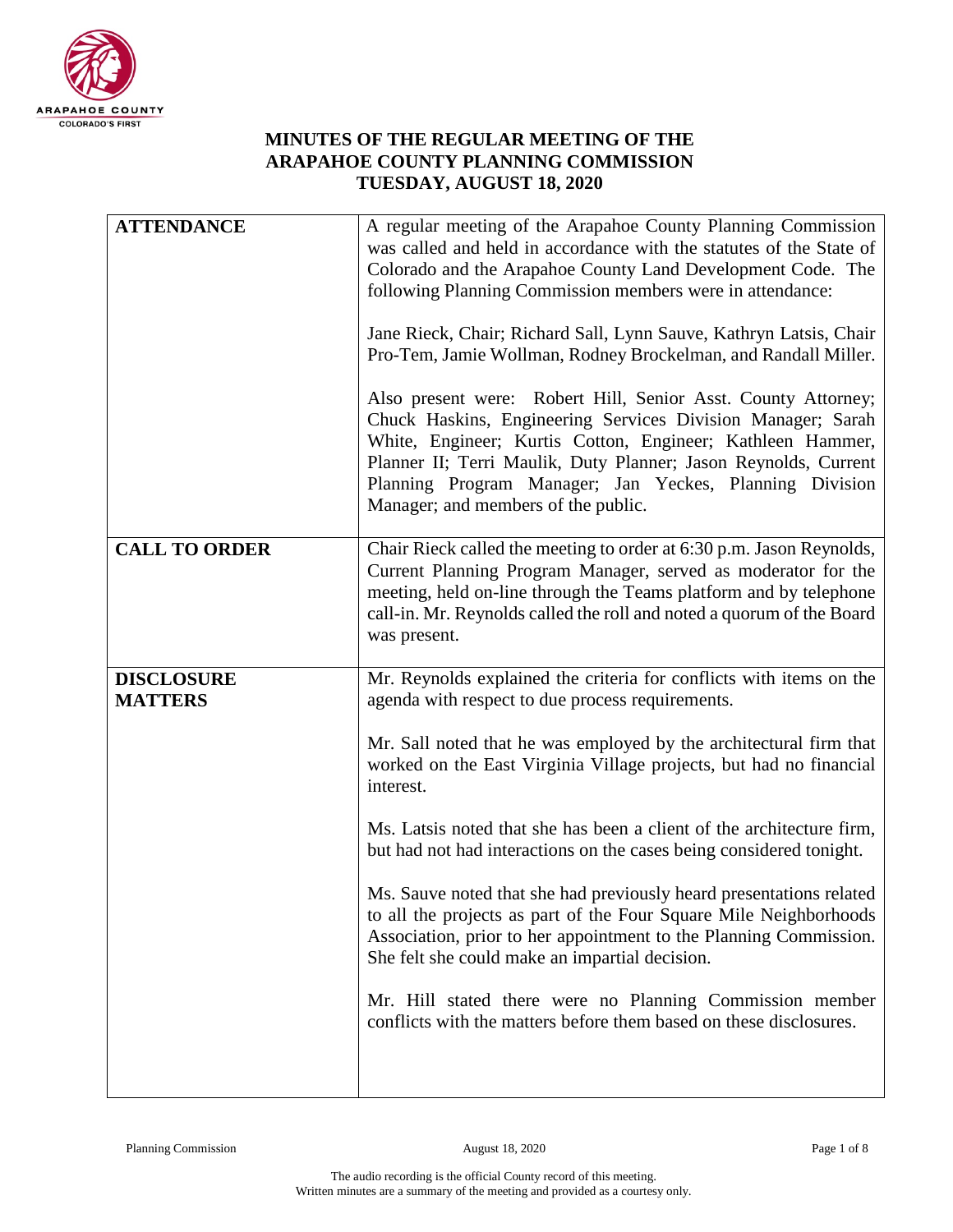# MINUTES OF THE REGULAR MEETING OF THE ARAPAHOE COUNTY PLANNING COMMISSION TUESDAY, AUGUST 18, 2020

| | |
|---|---|
| **ATTENDANCE** | A regular meeting of the Arapahoe County Planning Commission was called and held in accordance with the statutes of the State of Colorado and the Arapahoe County Land Development Code. The following Planning Commission members were in attendance:<br><br>Jane Rieck, Chair; Richard Sall, Lynn Sauve, Kathryn Latsis, Chair Pro-Tem, Jamie Wollman, Rodney Brockelman, and Randall Miller.<br><br>Also present were: Robert Hill, Senior Asst. County Attorney; Chuck Haskins, Engineering Services Division Manager; Sarah White, Engineer; Kurtis Cotton, Engineer; Kathleen Hammer, Planner II; Terri Maulik, Duty Planner; Jason Reynolds, Current Planning Program Manager; Jan Yeckes, Planning Division Manager; and members of the public. |
| **CALL TO ORDER** | Chair Rieck called the meeting to order at 6:30 p.m. Jason Reynolds, Current Planning Program Manager, served as moderator for the meeting, held on-line through the Teams platform and by telephone call-in. Mr. Reynolds called the roll and noted a quorum of the Board was present. |
| **DISCLOSURE MATTERS** | Mr. Reynolds explained the criteria for conflicts with items on the agenda with respect to due process requirements.<br><br>Mr. Sall noted that he was employed by the architectural firm that worked on the East Virginia Village projects, but had no financial interest.<br><br>Ms. Latsis noted that she has been a client of the architecture firm, but had not had interactions on the cases being considered tonight.<br><br>Ms. Sauve noted that she had previously heard presentations related to all the projects as part of the Four Square Mile Neighborhoods Association, prior to her appointment to the Planning Commission. She felt she could make an impartial decision.<br><br>Mr. Hill stated there were no Planning Commission member conflicts with the matters before them based on these disclosures. |

The audio recording is the official County record of this meeting.
Written minutes are a summary of the meeting and provided as a courtesy only.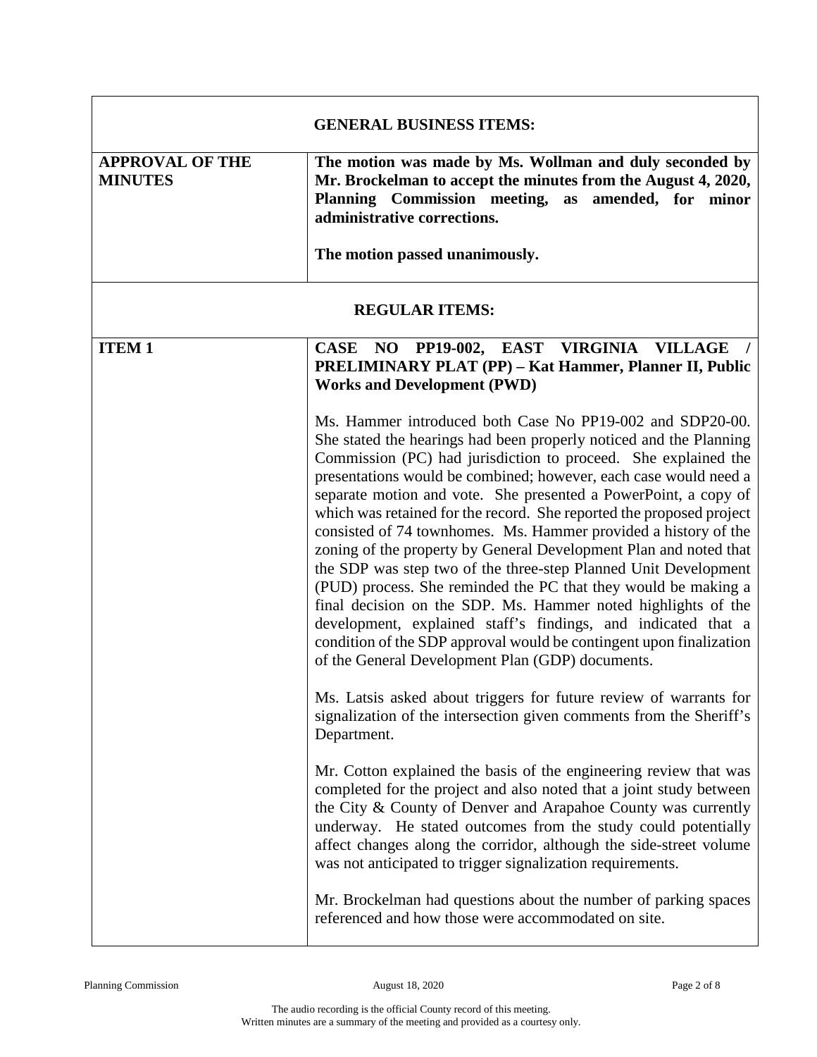| GENERAL BUSINESS ITEMS: | |
|---|---|
| **APPROVAL OF THE MINUTES** | **The motion was made by Ms. Wollman and duly seconded by Mr. Brockelman to accept the minutes from the August 4, 2020, Planning Commission meeting, as amended, for minor administrative corrections.**<br><br>**The motion passed unanimously.** |
| **REGULAR ITEMS:** | |
| **ITEM 1** | **CASE NO PP19-002, EAST VIRGINIA VILLAGE / PRELIMINARY PLAT (PP) – Kat Hammer, Planner II, Public Works and Development (PWD)**<br><br>Ms. Hammer introduced both Case No PP19-002 and SDP20-00. She stated the hearings had been properly noticed and the Planning Commission (PC) had jurisdiction to proceed. She explained the presentations would be combined; however, each case would need a separate motion and vote. She presented a PowerPoint, a copy of which was retained for the record. She reported the proposed project consisted of 74 townhomes. Ms. Hammer provided a history of the zoning of the property by General Development Plan and noted that the SDP was step two of the three-step Planned Unit Development (PUD) process. She reminded the PC that they would be making a final decision on the SDP. Ms. Hammer noted highlights of the development, explained staff's findings, and indicated that a condition of the SDP approval would be contingent upon finalization of the General Development Plan (GDP) documents.<br><br>Ms. Latsis asked about triggers for future review of warrants for signalization of the intersection given comments from the Sheriff's Department.<br><br>Mr. Cotton explained the basis of the engineering review that was completed for the project and also noted that a joint study between the City & County of Denver and Arapahoe County was currently underway. He stated outcomes from the study could potentially affect changes along the corridor, although the side-street volume was not anticipated to trigger signalization requirements.<br><br>Mr. Brockelman had questions about the number of parking spaces referenced and how those were accommodated on site. |

The audio recording is the official County record of this meeting.
Written minutes are a summary of the meeting and provided as a courtesy only.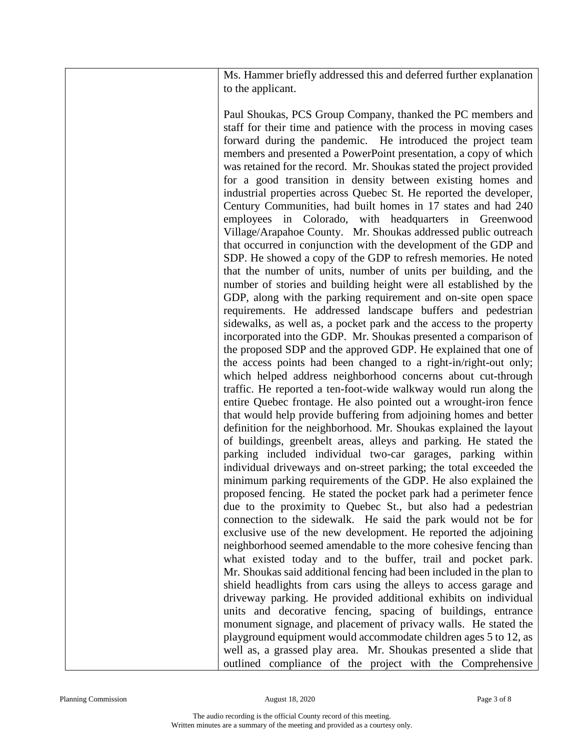| | |
|---|---|
| | Ms. Hammer briefly addressed this and deferred further explanation to the applicant.<br><br>Paul Shoukas, PCS Group Company, thanked the PC members and staff for their time and patience with the process in moving cases forward during the pandemic. He introduced the project team members and presented a PowerPoint presentation, a copy of which was retained for the record. Mr. Shoukas stated the project provided for a good transition in density between existing homes and industrial properties across Quebec St. He reported the developer, Century Communities, had built homes in 17 states and had 240 employees in Colorado, with headquarters in Greenwood Village/Arapahoe County. Mr. Shoukas addressed public outreach that occurred in conjunction with the development of the GDP and SDP. He showed a copy of the GDP to refresh memories. He noted that the number of units, number of units per building, and the number of stories and building height were all established by the GDP, along with the parking requirement and on-site open space requirements. He addressed landscape buffers and pedestrian sidewalks, as well as, a pocket park and the access to the property incorporated into the GDP. Mr. Shoukas presented a comparison of the proposed SDP and the approved GDP. He explained that one of the access points had been changed to a right-in/right-out only; which helped address neighborhood concerns about cut-through traffic. He reported a ten-foot-wide walkway would run along the entire Quebec frontage. He also pointed out a wrought-iron fence that would help provide buffering from adjoining homes and better definition for the neighborhood. Mr. Shoukas explained the layout of buildings, greenbelt areas, alleys and parking. He stated the parking included individual two-car garages, parking within individual driveways and on-street parking; the total exceeded the minimum parking requirements of the GDP. He also explained the proposed fencing. He stated the pocket park had a perimeter fence due to the proximity to Quebec St., but also had a pedestrian connection to the sidewalk. He said the park would not be for exclusive use of the new development. He reported the adjoining neighborhood seemed amendable to the more cohesive fencing than what existed today and to the buffer, trail and pocket park. Mr. Shoukas said additional fencing had been included in the plan to shield headlights from cars using the alleys to access garage and driveway parking. He provided additional exhibits on individual units and decorative fencing, spacing of buildings, entrance monument signage, and placement of privacy walls. He stated the playground equipment would accommodate children ages 5 to 12, as well as, a grassed play area. Mr. Shoukas presented a slide that outlined compliance of the project with the Comprehensive |

The audio recording is the official County record of this meeting.
Written minutes are a summary of the meeting and provided as a courtesy only.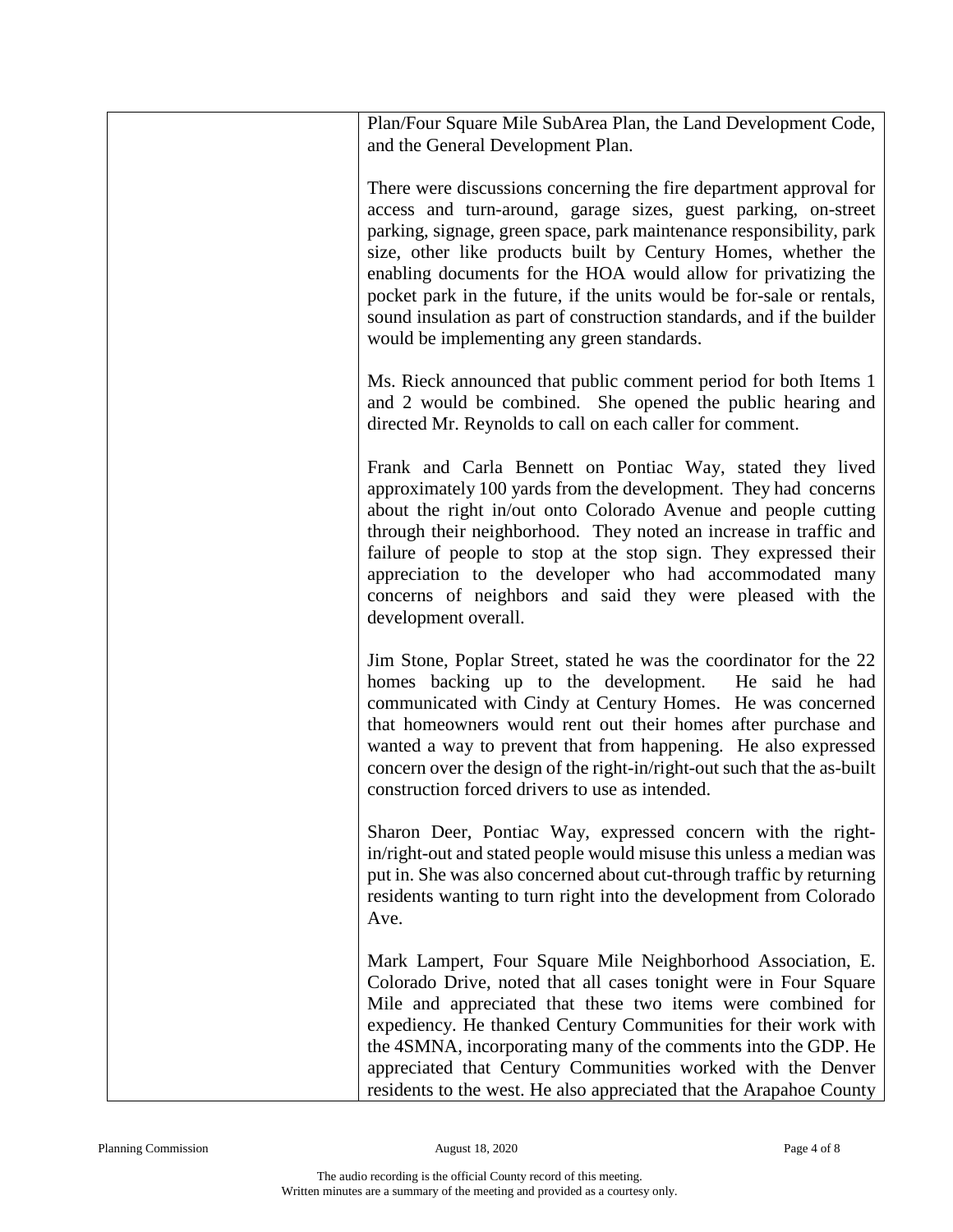| | |
|---|---|
| | Plan/Four Square Mile SubArea Plan, the Land Development Code, and the General Development Plan.<br><br>There were discussions concerning the fire department approval for access and turn-around, garage sizes, guest parking, on-street parking, signage, green space, park maintenance responsibility, park size, other like products built by Century Homes, whether the enabling documents for the HOA would allow for privatizing the pocket park in the future, if the units would be for-sale or rentals, sound insulation as part of construction standards, and if the builder would be implementing any green standards.<br><br>Ms. Rieck announced that public comment period for both Items 1 and 2 would be combined. She opened the public hearing and directed Mr. Reynolds to call on each caller for comment.<br><br>Frank and Carla Bennett on Pontiac Way, stated they lived approximately 100 yards from the development. They had concerns about the right in/out onto Colorado Avenue and people cutting through their neighborhood. They noted an increase in traffic and failure of people to stop at the stop sign. They expressed their appreciation to the developer who had accommodated many concerns of neighbors and said they were pleased with the development overall.<br><br>Jim Stone, Poplar Street, stated he was the coordinator for the 22 homes backing up to the development. He said he had communicated with Cindy at Century Homes. He was concerned that homeowners would rent out their homes after purchase and wanted a way to prevent that from happening. He also expressed concern over the design of the right-in/right-out such that the as-built construction forced drivers to use as intended.<br><br>Sharon Deer, Pontiac Way, expressed concern with the right-in/right-out and stated people would misuse this unless a median was put in. She was also concerned about cut-through traffic by returning residents wanting to turn right into the development from Colorado Ave.<br><br>Mark Lampert, Four Square Mile Neighborhood Association, E. Colorado Drive, noted that all cases tonight were in Four Square Mile and appreciated that these two items were combined for expediency. He thanked Century Communities for their work with the 4SMNA, incorporating many of the comments into the GDP. He appreciated that Century Communities worked with the Denver residents to the west. He also appreciated that the Arapahoe County |

The audio recording is the official County record of this meeting.
Written minutes are a summary of the meeting and provided as a courtesy only.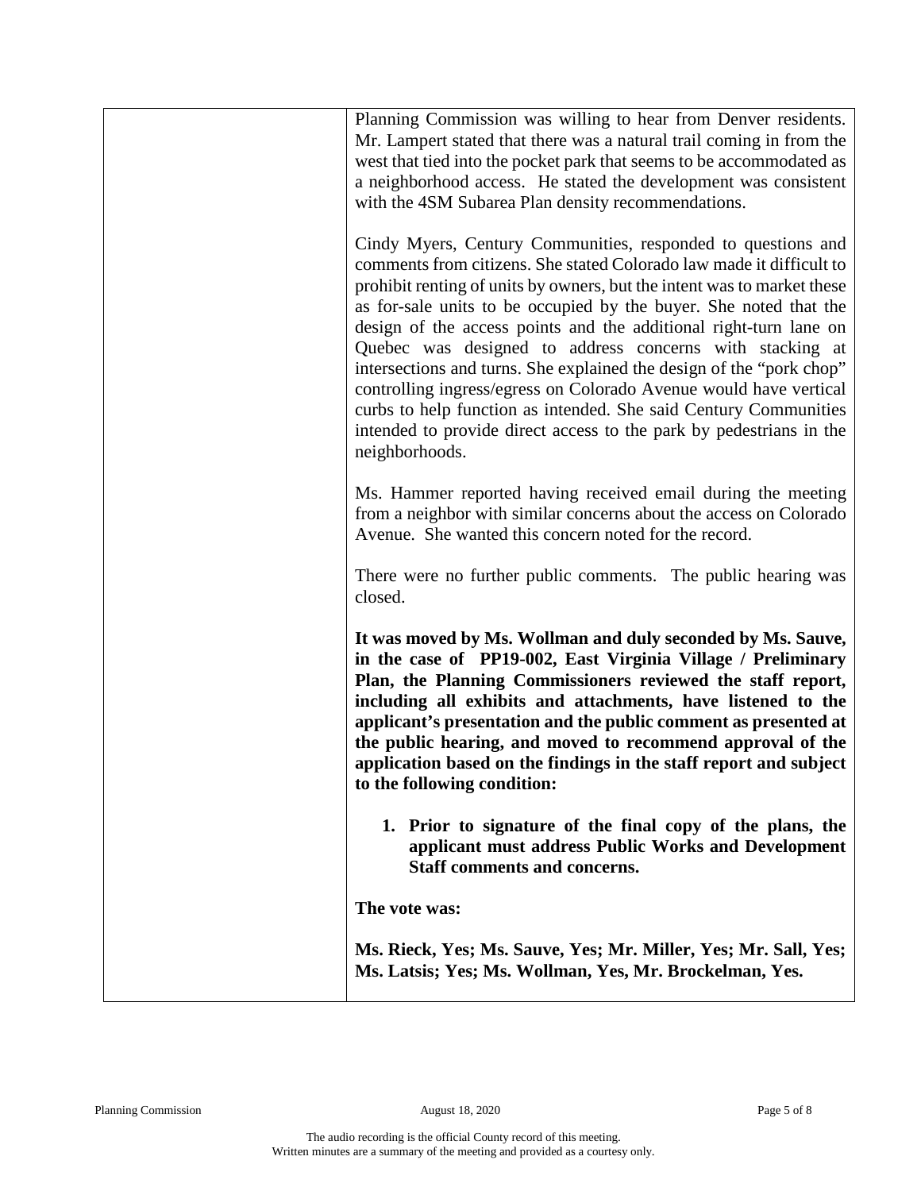Planning Commission was willing to hear from Denver residents. Mr. Lampert stated that there was a natural trail coming in from the west that tied into the pocket park that seems to be accommodated as a neighborhood access. He stated the development was consistent with the 4SM Subarea Plan density recommendations.

Cindy Myers, Century Communities, responded to questions and comments from citizens. She stated Colorado law made it difficult to prohibit renting of units by owners, but the intent was to market these as for-sale units to be occupied by the buyer. She noted that the design of the access points and the additional right-turn lane on Quebec was designed to address concerns with stacking at intersections and turns. She explained the design of the "pork chop" controlling ingress/egress on Colorado Avenue would have vertical curbs to help function as intended. She said Century Communities intended to provide direct access to the park by pedestrians in the neighborhoods.

Ms. Hammer reported having received email during the meeting from a neighbor with similar concerns about the access on Colorado Avenue. She wanted this concern noted for the record.

There were no further public comments. The public hearing was closed.

**It was moved by Ms. Wollman and duly seconded by Ms. Sauve, in the case of PP19-002, East Virginia Village / Preliminary Plan, the Planning Commissioners reviewed the staff report, including all exhibits and attachments, have listened to the applicant's presentation and the public comment as presented at the public hearing, and moved to recommend approval of the application based on the findings in the staff report and subject to the following condition:**

1. **Prior to signature of the final copy of the plans, the applicant must address Public Works and Development Staff comments and concerns.**

**The vote was:**

**Ms. Rieck, Yes; Ms. Sauve, Yes; Mr. Miller, Yes; Mr. Sall, Yes; Ms. Latsis; Yes; Ms. Wollman, Yes, Mr. Brockelman, Yes.**

The audio recording is the official County record of this meeting.
Written minutes are a summary of the meeting and provided as a courtesy only.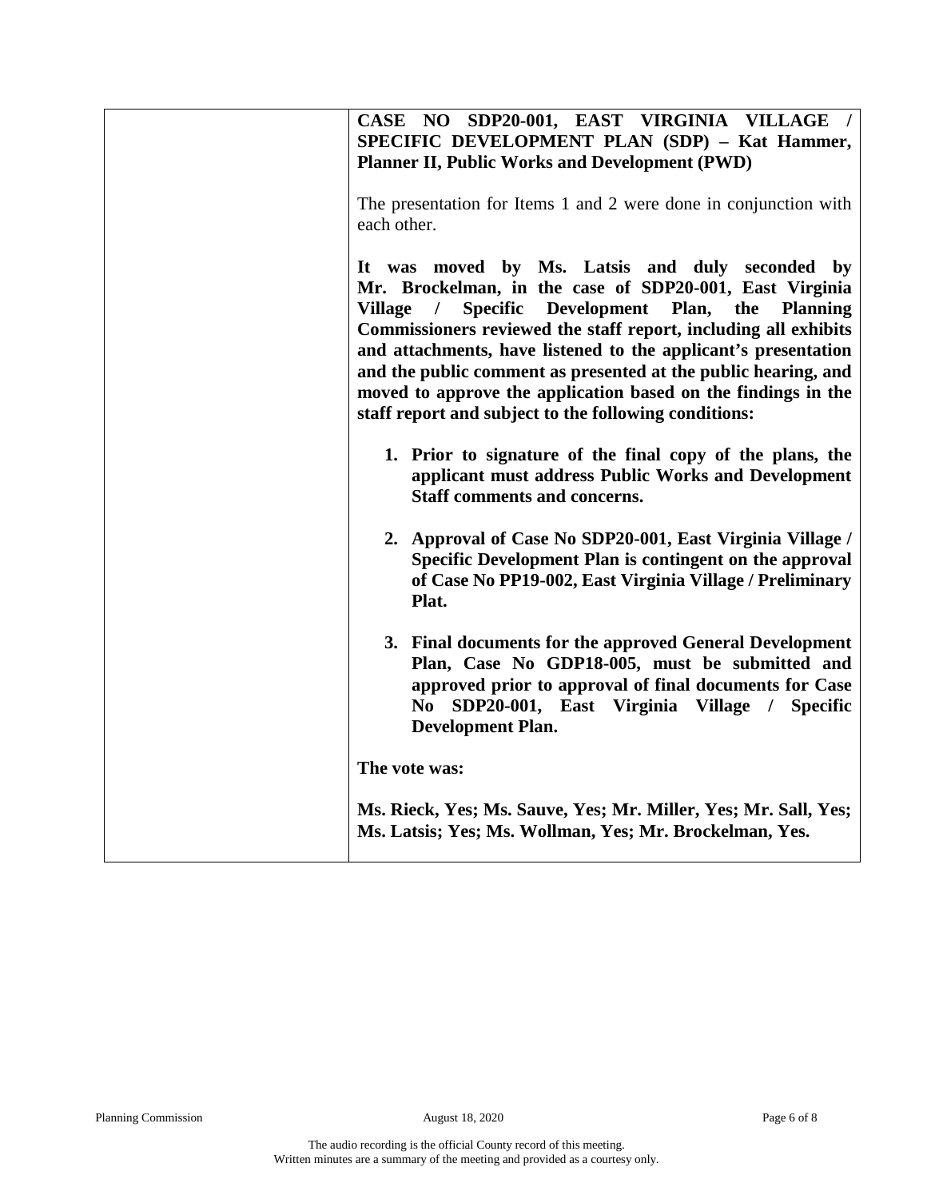**CASE NO SDP20-001, EAST VIRGINIA VILLAGE / SPECIFIC DEVELOPMENT PLAN (SDP) – Kat Hammer, Planner II, Public Works and Development (PWD)**

The presentation for Items 1 and 2 were done in conjunction with each other.

**It was moved by Ms. Latsis and duly seconded by Mr. Brockelman, in the case of SDP20-001, East Virginia Village / Specific Development Plan, the Planning Commissioners reviewed the staff report, including all exhibits and attachments, have listened to the applicant's presentation and the public comment as presented at the public hearing, and moved to approve the application based on the findings in the staff report and subject to the following conditions:**

1. **Prior to signature of the final copy of the plans, the applicant must address Public Works and Development Staff comments and concerns.**

2. **Approval of Case No SDP20-001, East Virginia Village / Specific Development Plan is contingent on the approval of Case No PP19-002, East Virginia Village / Preliminary Plat.**

3. **Final documents for the approved General Development Plan, Case No GDP18-005, must be submitted and approved prior to approval of final documents for Case No SDP20-001, East Virginia Village / Specific Development Plan.**

**The vote was:**

**Ms. Rieck, Yes; Ms. Sauve, Yes; Mr. Miller, Yes; Mr. Sall, Yes; Ms. Latsis; Yes; Ms. Wollman, Yes; Mr. Brockelman, Yes.**

The audio recording is the official County record of this meeting.
Written minutes are a summary of the meeting and provided as a courtesy only.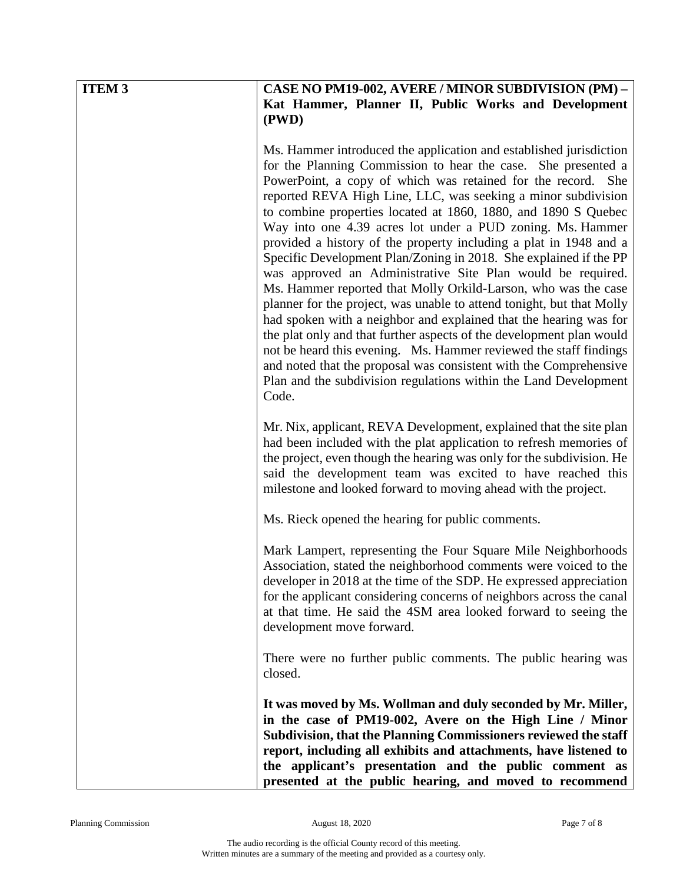| | |
|---|---|
| **ITEM 3** | **CASE NO PM19-002, AVERE / MINOR SUBDIVISION (PM) – Kat Hammer, Planner II, Public Works and Development (PWD)** |

Ms. Hammer introduced the application and established jurisdiction for the Planning Commission to hear the case. She presented a PowerPoint, a copy of which was retained for the record. She reported REVA High Line, LLC, was seeking a minor subdivision to combine properties located at 1860, 1880, and 1890 S Quebec Way into one 4.39 acres lot under a PUD zoning. Ms. Hammer provided a history of the property including a plat in 1948 and a Specific Development Plan/Zoning in 2018. She explained if the PP was approved an Administrative Site Plan would be required. Ms. Hammer reported that Molly Orkild-Larson, who was the case planner for the project, was unable to attend tonight, but that Molly had spoken with a neighbor and explained that the hearing was for the plat only and that further aspects of the development plan would not be heard this evening. Ms. Hammer reviewed the staff findings and noted that the proposal was consistent with the Comprehensive Plan and the subdivision regulations within the Land Development Code.

Mr. Nix, applicant, REVA Development, explained that the site plan had been included with the plat application to refresh memories of the project, even though the hearing was only for the subdivision. He said the development team was excited to have reached this milestone and looked forward to moving ahead with the project.

Ms. Rieck opened the hearing for public comments.

Mark Lampert, representing the Four Square Mile Neighborhoods Association, stated the neighborhood comments were voiced to the developer in 2018 at the time of the SDP. He expressed appreciation for the applicant considering concerns of neighbors across the canal at that time. He said the 4SM area looked forward to seeing the development move forward.

There were no further public comments. The public hearing was closed.

**It was moved by Ms. Wollman and duly seconded by Mr. Miller, in the case of PM19-002, Avere on the High Line / Minor Subdivision, that the Planning Commissioners reviewed the staff report, including all exhibits and attachments, have listened to the applicant's presentation and the public comment as presented at the public hearing, and moved to recommend**

The audio recording is the official County record of this meeting.
Written minutes are a summary of the meeting and provided as a courtesy only.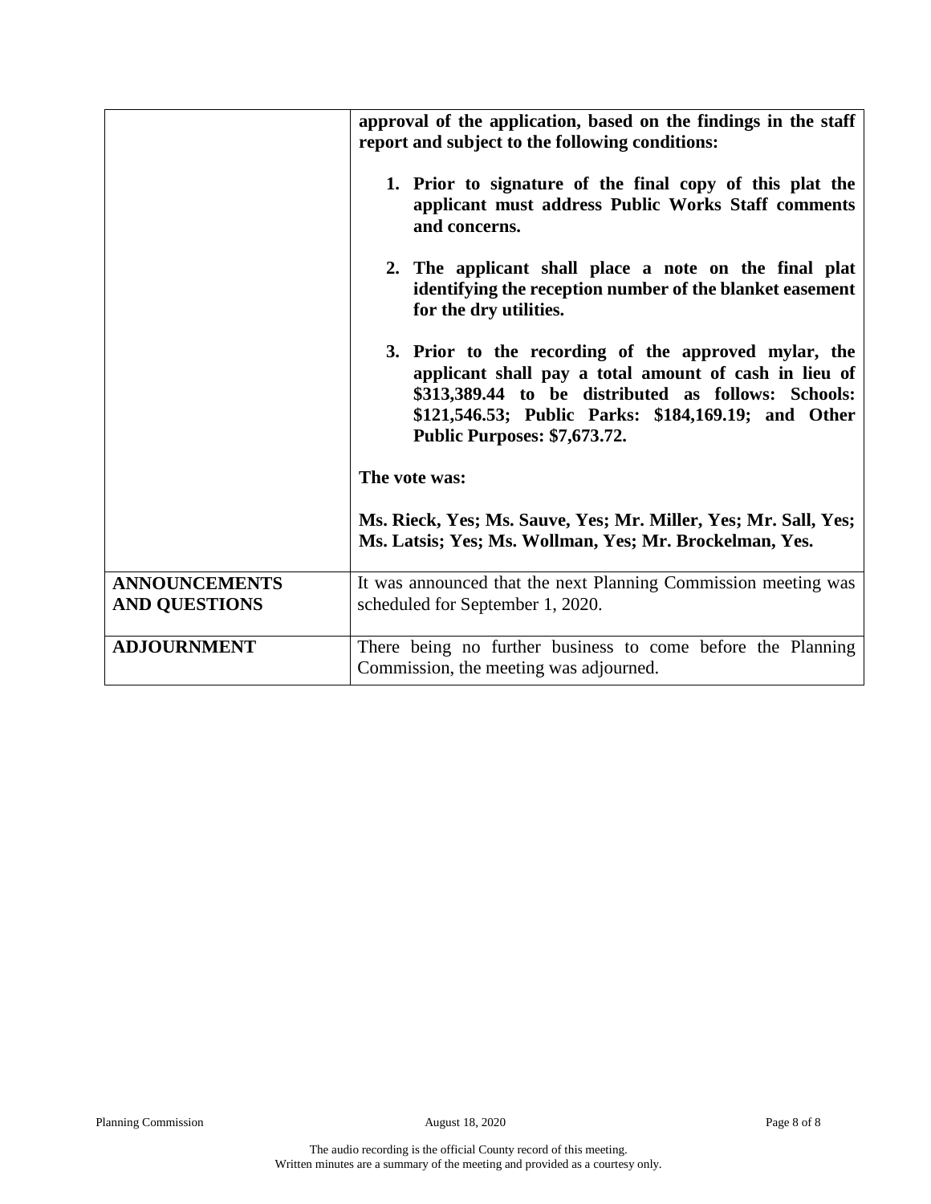| | |
|---|---|
| | **approval of the application, based on the findings in the staff report and subject to the following conditions:**<br><br>**1. Prior to signature of the final copy of this plat the applicant must address Public Works Staff comments and concerns.**<br><br>**2. The applicant shall place a note on the final plat identifying the reception number of the blanket easement for the dry utilities.**<br><br>**3. Prior to the recording of the approved mylar, the applicant shall pay a total amount of cash in lieu of $313,389.44 to be distributed as follows: Schools: $121,546.53; Public Parks: $184,169.19; and Other Public Purposes: $7,673.72.**<br><br>**The vote was:**<br><br>**Ms. Rieck, Yes; Ms. Sauve, Yes; Mr. Miller, Yes; Mr. Sall, Yes; Ms. Latsis; Yes; Ms. Wollman, Yes; Mr. Brockelman, Yes.** |
| **ANNOUNCEMENTS AND QUESTIONS** | It was announced that the next Planning Commission meeting was scheduled for September 1, 2020. |
| **ADJOURNMENT** | There being no further business to come before the Planning Commission, the meeting was adjourned. |

The audio recording is the official County record of this meeting.
Written minutes are a summary of the meeting and provided as a courtesy only.